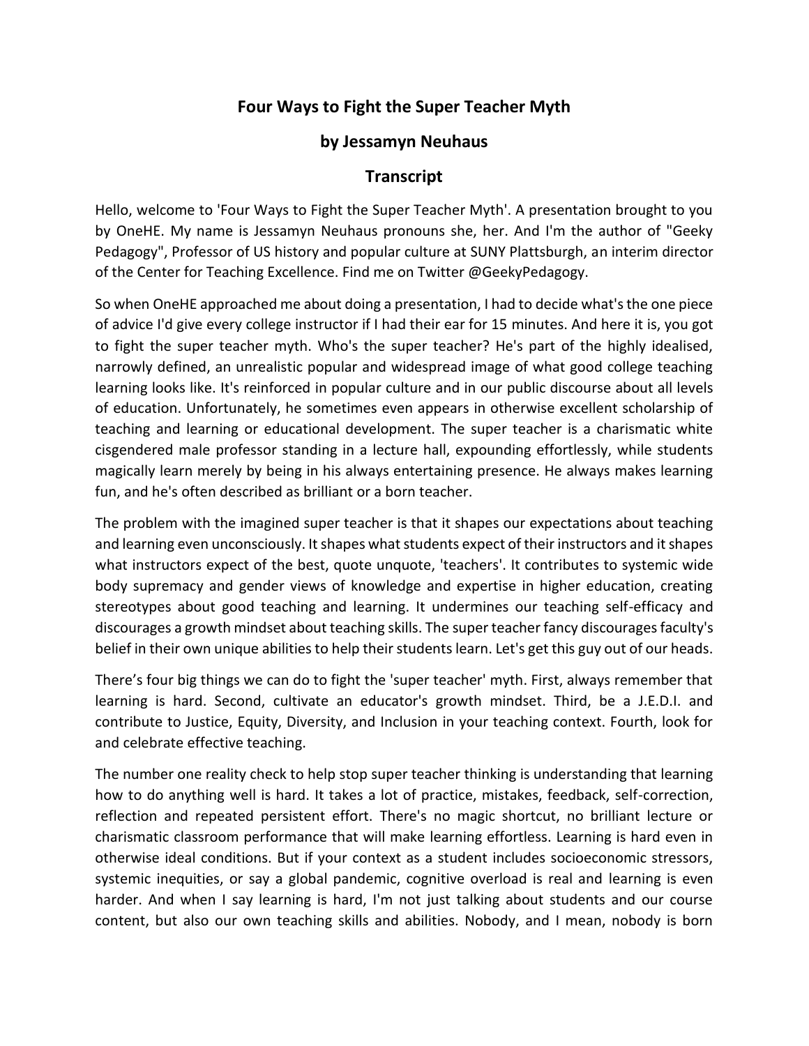# Four Ways to Fight the Super Teacher Myth

## by Jessamyn Neuhaus

## Transcript

Hello, welcome to 'Four Ways to Fight the Super Teacher Myth'. A presentation brought to you by OneHE. My name is Jessamyn Neuhaus pronouns she, her. And I'm the author of "Geeky Pedagogy", Professor of US history and popular culture at SUNY Plattsburgh, an interim director of the Center for Teaching Excellence. Find me on Twitter @GeekyPedagogy.

So when OneHE approached me about doing a presentation, I had to decide what's the one piece of advice I'd give every college instructor if I had their ear for 15 minutes. And here it is, you got to fight the super teacher myth. Who's the super teacher? He's part of the highly idealised, narrowly defined, an unrealistic popular and widespread image of what good college teaching learning looks like. It's reinforced in popular culture and in our public discourse about all levels of education. Unfortunately, he sometimes even appears in otherwise excellent scholarship of teaching and learning or educational development. The super teacher is a charismatic white cisgendered male professor standing in a lecture hall, expounding effortlessly, while students magically learn merely by being in his always entertaining presence. He always makes learning fun, and he's often described as brilliant or a born teacher.

The problem with the imagined super teacher is that it shapes our expectations about teaching and learning even unconsciously. It shapes what students expect of their instructors and it shapes what instructors expect of the best, quote unquote, 'teachers'. It contributes to systemic wide body supremacy and gender views of knowledge and expertise in higher education, creating stereotypes about good teaching and learning. It undermines our teaching self-efficacy and discourages a growth mindset about teaching skills. The super teacher fancy discourages faculty's belief in their own unique abilities to help their students learn. Let's get this guy out of our heads.

There's four big things we can do to fight the 'super teacher' myth. First, always remember that learning is hard. Second, cultivate an educator's growth mindset. Third, be a J.E.D.I. and contribute to Justice, Equity, Diversity, and Inclusion in your teaching context. Fourth, look for and celebrate effective teaching.

The number one reality check to help stop super teacher thinking is understanding that learning how to do anything well is hard. It takes a lot of practice, mistakes, feedback, self-correction, reflection and repeated persistent effort. There's no magic shortcut, no brilliant lecture or charismatic classroom performance that will make learning effortless. Learning is hard even in otherwise ideal conditions. But if your context as a student includes socioeconomic stressors, systemic inequities, or say a global pandemic, cognitive overload is real and learning is even harder. And when I say learning is hard, I'm not just talking about students and our course content, but also our own teaching skills and abilities. Nobody, and I mean, nobody is born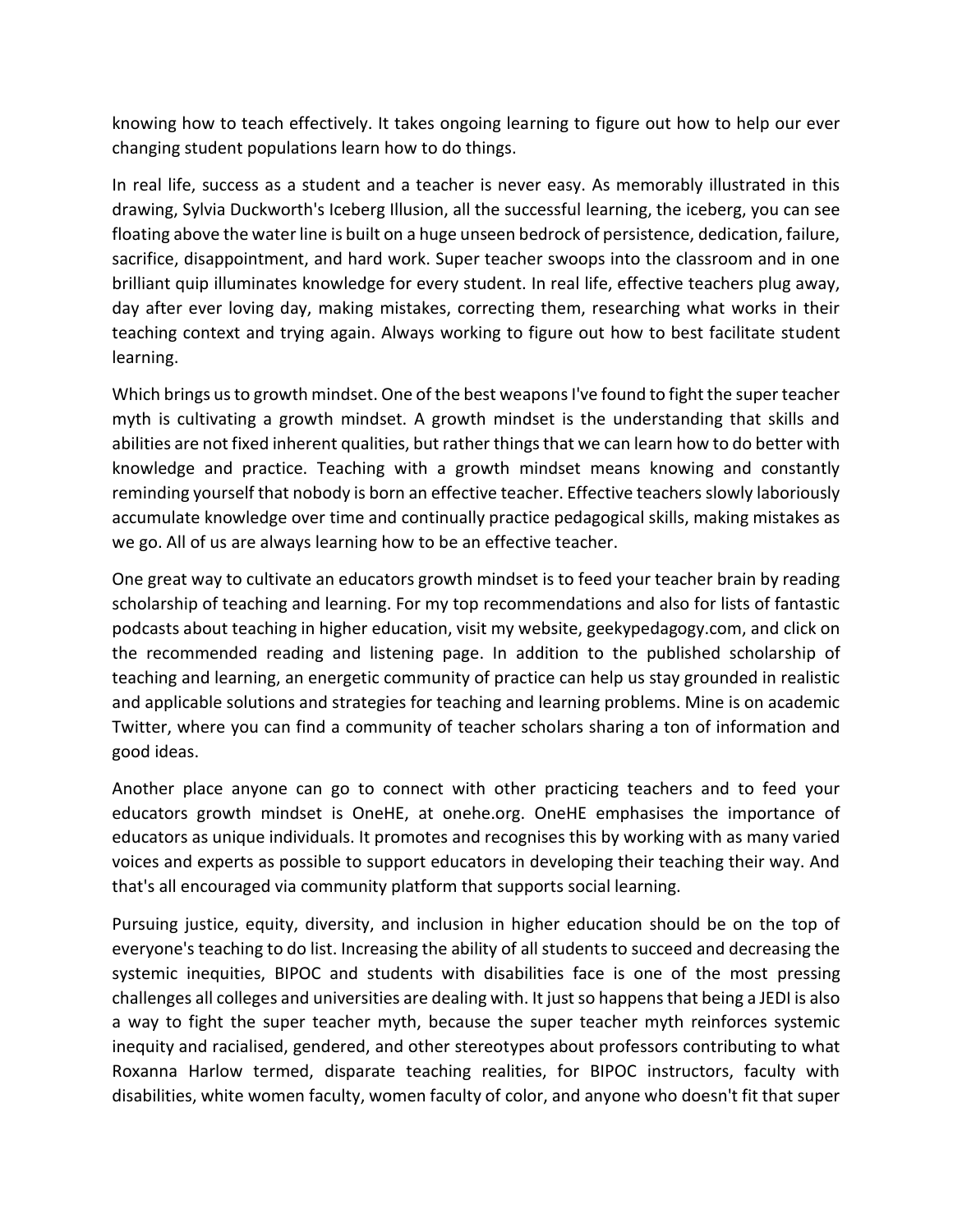knowing how to teach effectively. It takes ongoing learning to figure out how to help our ever changing student populations learn how to do things.

In real life, success as a student and a teacher is never easy. As memorably illustrated in this drawing, Sylvia Duckworth's Iceberg Illusion, all the successful learning, the iceberg, you can see floating above the water line is built on a huge unseen bedrock of persistence, dedication, failure, sacrifice, disappointment, and hard work. Super teacher swoops into the classroom and in one brilliant quip illuminates knowledge for every student. In real life, effective teachers plug away, day after ever loving day, making mistakes, correcting them, researching what works in their teaching context and trying again. Always working to figure out how to best facilitate student learning.

Which brings us to growth mindset. One of the best weapons I've found to fight the super teacher myth is cultivating a growth mindset. A growth mindset is the understanding that skills and abilities are not fixed inherent qualities, but rather things that we can learn how to do better with knowledge and practice. Teaching with a growth mindset means knowing and constantly reminding yourself that nobody is born an effective teacher. Effective teachers slowly laboriously accumulate knowledge over time and continually practice pedagogical skills, making mistakes as we go. All of us are always learning how to be an effective teacher.

One great way to cultivate an educators growth mindset is to feed your teacher brain by reading scholarship of teaching and learning. For my top recommendations and also for lists of fantastic podcasts about teaching in higher education, visit my website, geekypedagogy.com, and click on the recommended reading and listening page. In addition to the published scholarship of teaching and learning, an energetic community of practice can help us stay grounded in realistic and applicable solutions and strategies for teaching and learning problems. Mine is on academic Twitter, where you can find a community of teacher scholars sharing a ton of information and good ideas.

Another place anyone can go to connect with other practicing teachers and to feed your educators growth mindset is OneHE, at onehe.org. OneHE emphasises the importance of educators as unique individuals. It promotes and recognises this by working with as many varied voices and experts as possible to support educators in developing their teaching their way. And that's all encouraged via community platform that supports social learning.

Pursuing justice, equity, diversity, and inclusion in higher education should be on the top of everyone's teaching to do list. Increasing the ability of all students to succeed and decreasing the systemic inequities, BIPOC and students with disabilities face is one of the most pressing challenges all colleges and universities are dealing with. It just so happens that being a JEDI is also a way to fight the super teacher myth, because the super teacher myth reinforces systemic inequity and racialised, gendered, and other stereotypes about professors contributing to what Roxanna Harlow termed, disparate teaching realities, for BIPOC instructors, faculty with disabilities, white women faculty, women faculty of color, and anyone who doesn't fit that super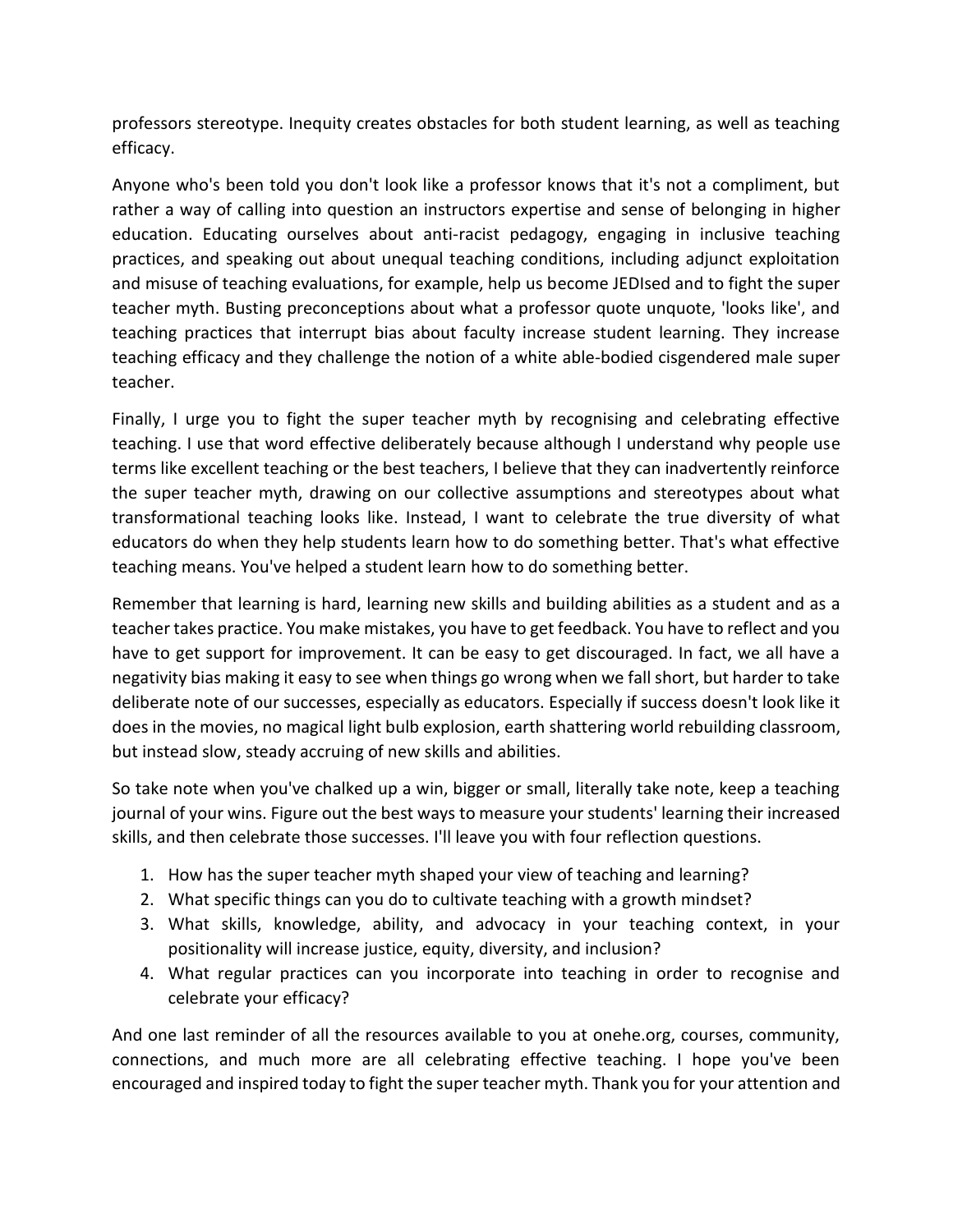professors stereotype. Inequity creates obstacles for both student learning, as well as teaching efficacy.

Anyone who's been told you don't look like a professor knows that it's not a compliment, but rather a way of calling into question an instructors expertise and sense of belonging in higher education. Educating ourselves about anti-racist pedagogy, engaging in inclusive teaching practices, and speaking out about unequal teaching conditions, including adjunct exploitation and misuse of teaching evaluations, for example, help us become JEDIsed and to fight the super teacher myth. Busting preconceptions about what a professor quote unquote, 'looks like', and teaching practices that interrupt bias about faculty increase student learning. They increase teaching efficacy and they challenge the notion of a white able-bodied cisgendered male super teacher.

Finally, I urge you to fight the super teacher myth by recognising and celebrating effective teaching. I use that word effective deliberately because although I understand why people use terms like excellent teaching or the best teachers, I believe that they can inadvertently reinforce the super teacher myth, drawing on our collective assumptions and stereotypes about what transformational teaching looks like. Instead, I want to celebrate the true diversity of what educators do when they help students learn how to do something better. That's what effective teaching means. You've helped a student learn how to do something better.

Remember that learning is hard, learning new skills and building abilities as a student and as a teacher takes practice. You make mistakes, you have to get feedback. You have to reflect and you have to get support for improvement. It can be easy to get discouraged. In fact, we all have a negativity bias making it easy to see when things go wrong when we fall short, but harder to take deliberate note of our successes, especially as educators. Especially if success doesn't look like it does in the movies, no magical light bulb explosion, earth shattering world rebuilding classroom, but instead slow, steady accruing of new skills and abilities.

So take note when you've chalked up a win, bigger or small, literally take note, keep a teaching journal of your wins. Figure out the best ways to measure your students' learning their increased skills, and then celebrate those successes. I'll leave you with four reflection questions.

1. How has the super teacher myth shaped your view of teaching and learning?
2. What specific things can you do to cultivate teaching with a growth mindset?
3. What skills, knowledge, ability, and advocacy in your teaching context, in your positionality will increase justice, equity, diversity, and inclusion?
4. What regular practices can you incorporate into teaching in order to recognise and celebrate your efficacy?

And one last reminder of all the resources available to you at onehe.org, courses, community, connections, and much more are all celebrating effective teaching. I hope you've been encouraged and inspired today to fight the super teacher myth. Thank you for your attention and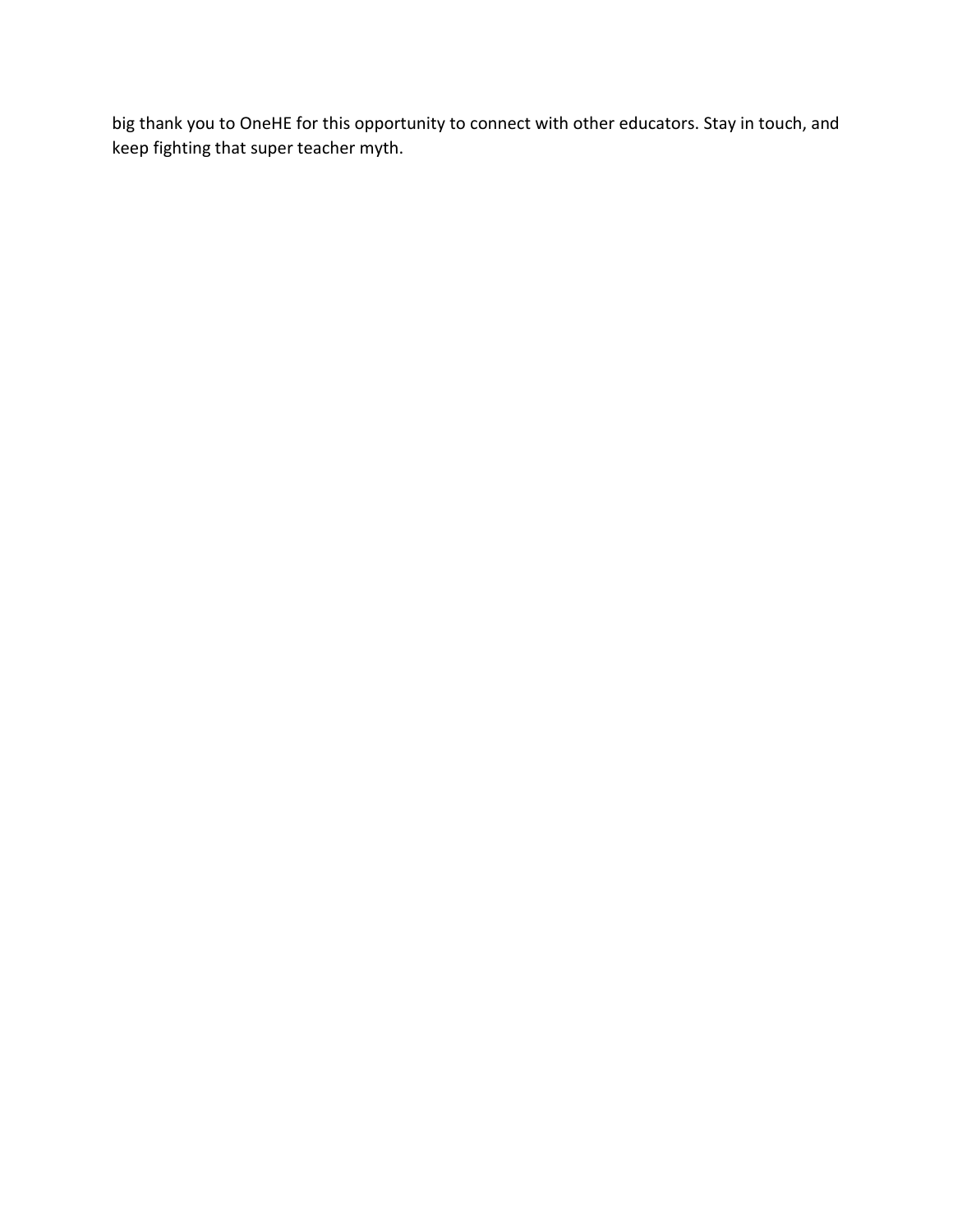big thank you to OneHE for this opportunity to connect with other educators. Stay in touch, and keep fighting that super teacher myth.